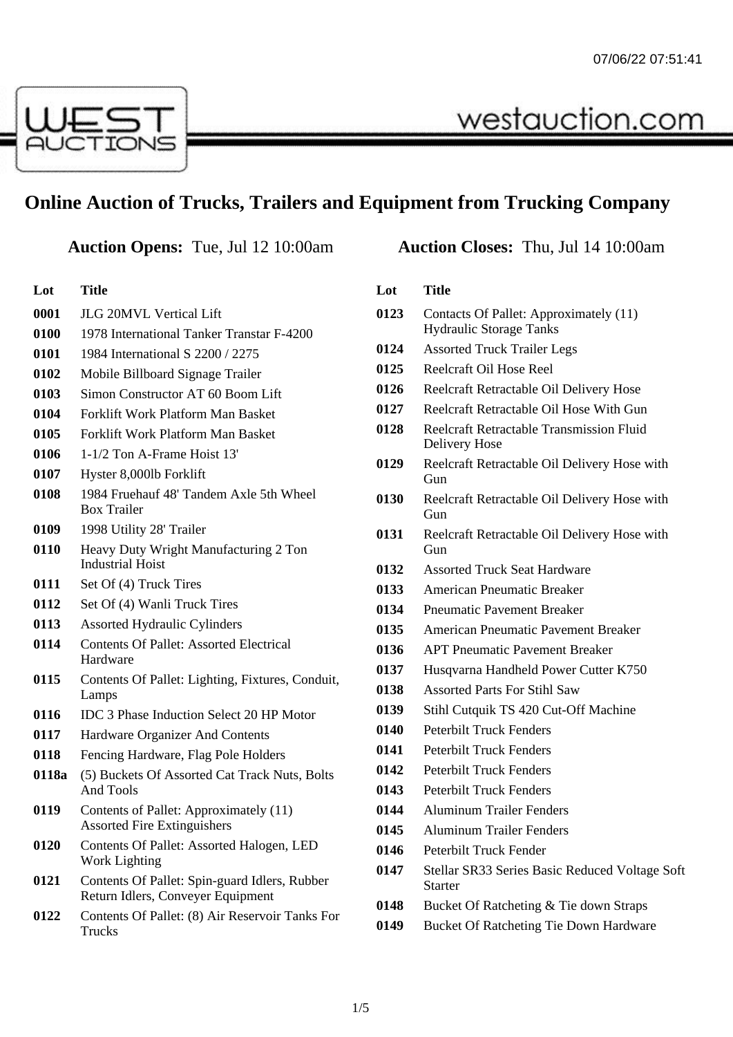WEST AUCTIONS

westauction.com

# Online Auction of Trucks, Trailers and Equipment from Trucking Company

**Auction Opens:** Tue, Jul 12 10:00am **Auction Closes:** Thu, Jul 14 10:00am

| Lot | Title |
|---|---|
| 0001 | JLG 20MVL Vertical Lift |
| 0100 | 1978 International Tanker Transtar F-4200 |
| 0101 | 1984 International S 2200 / 2275 |
| 0102 | Mobile Billboard Signage Trailer |
| 0103 | Simon Constructor AT 60 Boom Lift |
| 0104 | Forklift Work Platform Man Basket |
| 0105 | Forklift Work Platform Man Basket |
| 0106 | 1-1/2 Ton A-Frame Hoist 13' |
| 0107 | Hyster 8,000lb Forklift |
| 0108 | 1984 Fruehauf 48' Tandem Axle 5th Wheel Box Trailer |
| 0109 | 1998 Utility 28' Trailer |
| 0110 | Heavy Duty Wright Manufacturing 2 Ton Industrial Hoist |
| 0111 | Set Of (4) Truck Tires |
| 0112 | Set Of (4) Wanli Truck Tires |
| 0113 | Assorted Hydraulic Cylinders |
| 0114 | Contents Of Pallet: Assorted Electrical Hardware |
| 0115 | Contents Of Pallet: Lighting, Fixtures, Conduit, Lamps |
| 0116 | IDC 3 Phase Induction Select 20 HP Motor |
| 0117 | Hardware Organizer And Contents |
| 0118 | Fencing Hardware, Flag Pole Holders |
| 0118a | (5) Buckets Of Assorted Cat Track Nuts, Bolts And Tools |
| 0119 | Contents of Pallet: Approximately (11) Assorted Fire Extinguishers |
| 0120 | Contents Of Pallet: Assorted Halogen, LED Work Lighting |
| 0121 | Contents Of Pallet: Spin-guard Idlers, Rubber Return Idlers, Conveyer Equipment |
| 0122 | Contents Of Pallet: (8) Air Reservoir Tanks For Trucks |
| 0123 | Contacts Of Pallet: Approximately (11) Hydraulic Storage Tanks |
| 0124 | Assorted Truck Trailer Legs |
| 0125 | Reelcraft Oil Hose Reel |
| 0126 | Reelcraft Retractable Oil Delivery Hose |
| 0127 | Reelcraft Retractable Oil Hose With Gun |
| 0128 | Reelcraft Retractable Transmission Fluid Delivery Hose |
| 0129 | Reelcraft Retractable Oil Delivery Hose with Gun |
| 0130 | Reelcraft Retractable Oil Delivery Hose with Gun |
| 0131 | Reelcraft Retractable Oil Delivery Hose with Gun |
| 0132 | Assorted Truck Seat Hardware |
| 0133 | American Pneumatic Breaker |
| 0134 | Pneumatic Pavement Breaker |
| 0135 | American Pneumatic Pavement Breaker |
| 0136 | APT Pneumatic Pavement Breaker |
| 0137 | Husqvarna Handheld Power Cutter K750 |
| 0138 | Assorted Parts For Stihl Saw |
| 0139 | Stihl Cutquik TS 420 Cut-Off Machine |
| 0140 | Peterbilt Truck Fenders |
| 0141 | Peterbilt Truck Fenders |
| 0142 | Peterbilt Truck Fenders |
| 0143 | Peterbilt Truck Fenders |
| 0144 | Aluminum Trailer Fenders |
| 0145 | Aluminum Trailer Fenders |
| 0146 | Peterbilt Truck Fender |
| 0147 | Stellar SR33 Series Basic Reduced Voltage Soft Starter |
| 0148 | Bucket Of Ratcheting & Tie down Straps |
| 0149 | Bucket Of Ratcheting Tie Down Hardware |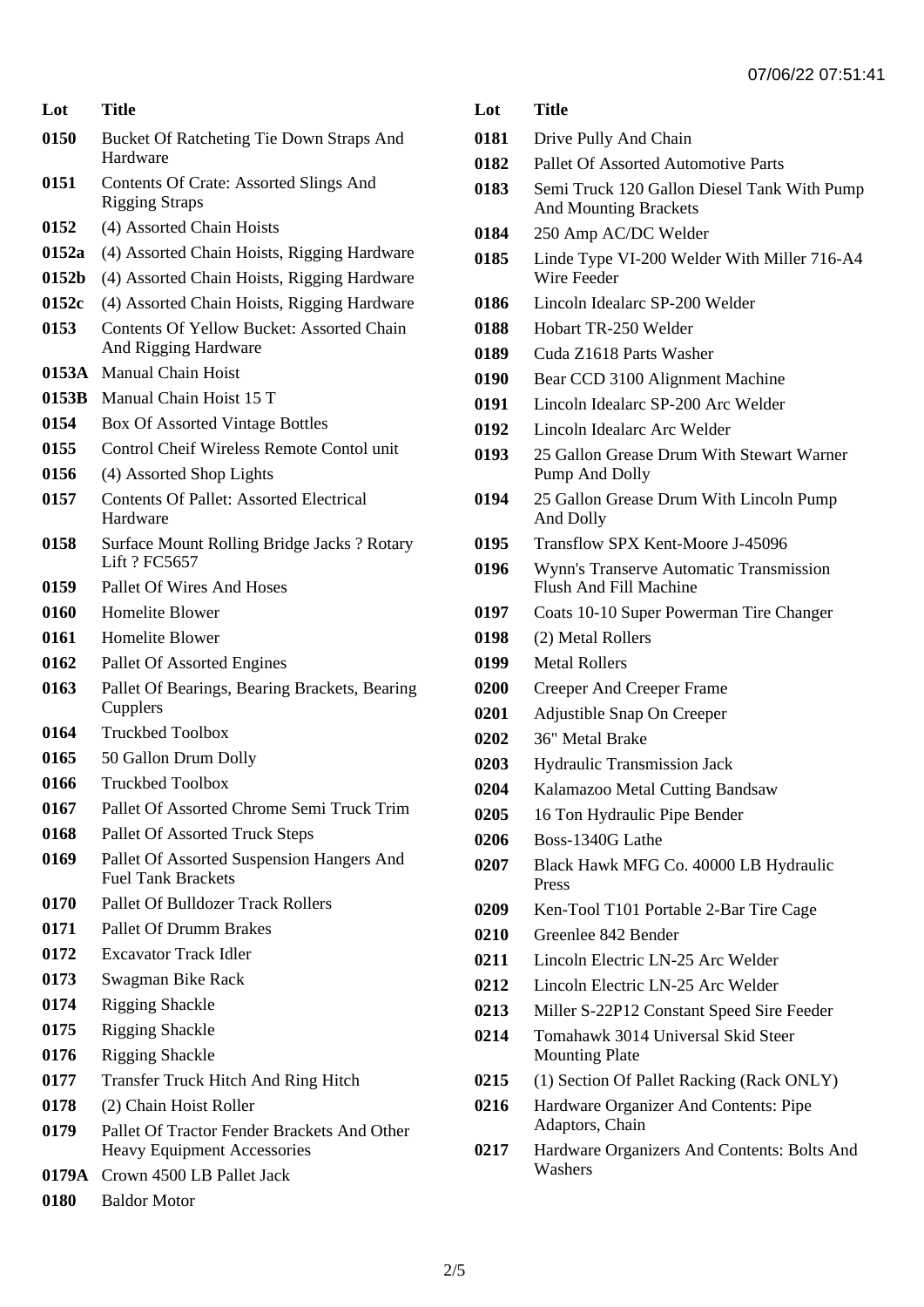| Lot | Title |
|---|---|
| 0150 | Bucket Of Ratcheting Tie Down Straps And Hardware |
| 0151 | Contents Of Crate: Assorted Slings And Rigging Straps |
| 0152 | (4) Assorted Chain Hoists |
| 0152a | (4) Assorted Chain Hoists, Rigging Hardware |
| 0152b | (4) Assorted Chain Hoists, Rigging Hardware |
| 0152c | (4) Assorted Chain Hoists, Rigging Hardware |
| 0153 | Contents Of Yellow Bucket: Assorted Chain And Rigging Hardware |
| 0153A | Manual Chain Hoist |
| 0153B | Manual Chain Hoist 15 T |
| 0154 | Box Of Assorted Vintage Bottles |
| 0155 | Control Cheif Wireless Remote Contol unit |
| 0156 | (4) Assorted Shop Lights |
| 0157 | Contents Of Pallet: Assorted Electrical Hardware |
| 0158 | Surface Mount Rolling Bridge Jacks ? Rotary Lift ? FC5657 |
| 0159 | Pallet Of Wires And Hoses |
| 0160 | Homelite Blower |
| 0161 | Homelite Blower |
| 0162 | Pallet Of Assorted Engines |
| 0163 | Pallet Of Bearings, Bearing Brackets, Bearing Cupplers |
| 0164 | Truckbed Toolbox |
| 0165 | 50 Gallon Drum Dolly |
| 0166 | Truckbed Toolbox |
| 0167 | Pallet Of Assorted Chrome Semi Truck Trim |
| 0168 | Pallet Of Assorted Truck Steps |
| 0169 | Pallet Of Assorted Suspension Hangers And Fuel Tank Brackets |
| 0170 | Pallet Of Bulldozer Track Rollers |
| 0171 | Pallet Of Drumm Brakes |
| 0172 | Excavator Track Idler |
| 0173 | Swagman Bike Rack |
| 0174 | Rigging Shackle |
| 0175 | Rigging Shackle |
| 0176 | Rigging Shackle |
| 0177 | Transfer Truck Hitch And Ring Hitch |
| 0178 | (2) Chain Hoist Roller |
| 0179 | Pallet Of Tractor Fender Brackets And Other Heavy Equipment Accessories |
| 0179A | Crown 4500 LB Pallet Jack |
| 0180 | Baldor Motor |
| 0181 | Drive Pully And Chain |
| 0182 | Pallet Of Assorted Automotive Parts |
| 0183 | Semi Truck 120 Gallon Diesel Tank With Pump And Mounting Brackets |
| 0184 | 250 Amp AC/DC Welder |
| 0185 | Linde Type VI-200 Welder With Miller 716-A4 Wire Feeder |
| 0186 | Lincoln Idealarc SP-200 Welder |
| 0188 | Hobart TR-250 Welder |
| 0189 | Cuda Z1618 Parts Washer |
| 0190 | Bear CCD 3100 Alignment Machine |
| 0191 | Lincoln Idealarc SP-200 Arc Welder |
| 0192 | Lincoln Idealarc Arc Welder |
| 0193 | 25 Gallon Grease Drum With Stewart Warner Pump And Dolly |
| 0194 | 25 Gallon Grease Drum With Lincoln Pump And Dolly |
| 0195 | Transflow SPX Kent-Moore J-45096 |
| 0196 | Wynn's Transerve Automatic Transmission Flush And Fill Machine |
| 0197 | Coats 10-10 Super Powerman Tire Changer |
| 0198 | (2) Metal Rollers |
| 0199 | Metal Rollers |
| 0200 | Creeper And Creeper Frame |
| 0201 | Adjustible Snap On Creeper |
| 0202 | 36" Metal Brake |
| 0203 | Hydraulic Transmission Jack |
| 0204 | Kalamazoo Metal Cutting Bandsaw |
| 0205 | 16 Ton Hydraulic Pipe Bender |
| 0206 | Boss-1340G Lathe |
| 0207 | Black Hawk MFG Co. 40000 LB Hydraulic Press |
| 0209 | Ken-Tool T101 Portable 2-Bar Tire Cage |
| 0210 | Greenlee 842 Bender |
| 0211 | Lincoln Electric LN-25 Arc Welder |
| 0212 | Lincoln Electric LN-25 Arc Welder |
| 0213 | Miller S-22P12 Constant Speed Sire Feeder |
| 0214 | Tomahawk 3014 Universal Skid Steer Mounting Plate |
| 0215 | (1) Section Of Pallet Racking (Rack ONLY) |
| 0216 | Hardware Organizer And Contents: Pipe Adaptors, Chain |
| 0217 | Hardware Organizers And Contents: Bolts And Washers |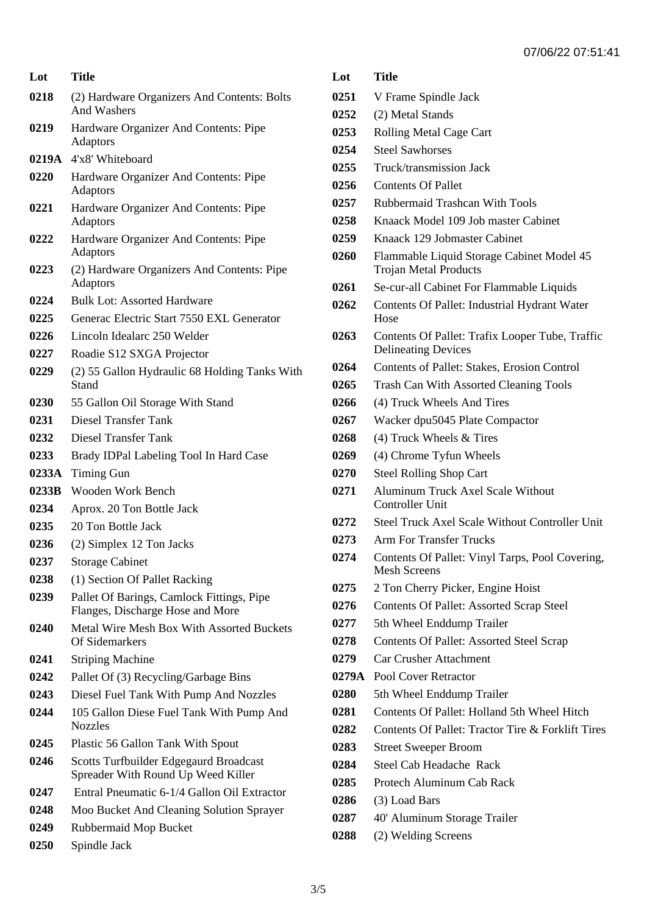| Lot | Title |
| --- | --- |
| 0218 | (2) Hardware Organizers And Contents: Bolts And Washers |
| 0219 | Hardware Organizer And Contents: Pipe Adaptors |
| 0219A | 4'x8' Whiteboard |
| 0220 | Hardware Organizer And Contents: Pipe Adaptors |
| 0221 | Hardware Organizer And Contents: Pipe Adaptors |
| 0222 | Hardware Organizer And Contents: Pipe Adaptors |
| 0223 | (2) Hardware Organizers And Contents: Pipe Adaptors |
| 0224 | Bulk Lot: Assorted Hardware |
| 0225 | Generac Electric Start 7550 EXL Generator |
| 0226 | Lincoln Idealarc 250 Welder |
| 0227 | Roadie S12 SXGA Projector |
| 0229 | (2) 55 Gallon Hydraulic 68 Holding Tanks With Stand |
| 0230 | 55 Gallon Oil Storage With Stand |
| 0231 | Diesel Transfer Tank |
| 0232 | Diesel Transfer Tank |
| 0233 | Brady IDPal Labeling Tool In Hard Case |
| 0233A | Timing Gun |
| 0233B | Wooden Work Bench |
| 0234 | Aprox. 20 Ton Bottle Jack |
| 0235 | 20 Ton Bottle Jack |
| 0236 | (2) Simplex 12 Ton Jacks |
| 0237 | Storage Cabinet |
| 0238 | (1) Section Of Pallet Racking |
| 0239 | Pallet Of Barings, Camlock Fittings, Pipe Flanges, Discharge Hose and More |
| 0240 | Metal Wire Mesh Box With Assorted Buckets Of Sidemarkers |
| 0241 | Striping Machine |
| 0242 | Pallet Of (3) Recycling/Garbage Bins |
| 0243 | Diesel Fuel Tank With Pump And Nozzles |
| 0244 | 105 Gallon Diese Fuel Tank With Pump And Nozzles |
| 0245 | Plastic 56 Gallon Tank With Spout |
| 0246 | Scotts Turfbuilder Edgegaurd Broadcast Spreader With Round Up Weed Killer |
| 0247 | Entral Pneumatic 6-1/4 Gallon Oil Extractor |
| 0248 | Moo Bucket And Cleaning Solution Sprayer |
| 0249 | Rubbermaid Mop Bucket |
| 0250 | Spindle Jack |
| 0251 | V Frame Spindle Jack |
| 0252 | (2) Metal Stands |
| 0253 | Rolling Metal Cage Cart |
| 0254 | Steel Sawhorses |
| 0255 | Truck/transmission Jack |
| 0256 | Contents Of Pallet |
| 0257 | Rubbermaid Trashcan With Tools |
| 0258 | Knaack Model 109 Job master Cabinet |
| 0259 | Knaack 129 Jobmaster Cabinet |
| 0260 | Flammable Liquid Storage Cabinet Model 45 Trojan Metal Products |
| 0261 | Se-cur-all Cabinet For Flammable Liquids |
| 0262 | Contents Of Pallet: Industrial Hydrant Water Hose |
| 0263 | Contents Of Pallet: Trafix Looper Tube, Traffic Delineating Devices |
| 0264 | Contents of Pallet: Stakes, Erosion Control |
| 0265 | Trash Can With Assorted Cleaning Tools |
| 0266 | (4) Truck Wheels And Tires |
| 0267 | Wacker dpu5045 Plate Compactor |
| 0268 | (4) Truck Wheels & Tires |
| 0269 | (4) Chrome Tyfun Wheels |
| 0270 | Steel Rolling Shop Cart |
| 0271 | Aluminum Truck Axel Scale Without Controller Unit |
| 0272 | Steel Truck Axel Scale Without Controller Unit |
| 0273 | Arm For Transfer Trucks |
| 0274 | Contents Of Pallet: Vinyl Tarps, Pool Covering, Mesh Screens |
| 0275 | 2 Ton Cherry Picker, Engine Hoist |
| 0276 | Contents Of Pallet: Assorted Scrap Steel |
| 0277 | 5th Wheel Enddump Trailer |
| 0278 | Contents Of Pallet: Assorted Steel Scrap |
| 0279 | Car Crusher Attachment |
| 0279A | Pool Cover Retractor |
| 0280 | 5th Wheel Enddump Trailer |
| 0281 | Contents Of Pallet: Holland 5th Wheel Hitch |
| 0282 | Contents Of Pallet: Tractor Tire & Forklift Tires |
| 0283 | Street Sweeper Broom |
| 0284 | Steel Cab Headache Rack |
| 0285 | Protech Aluminum Cab Rack |
| 0286 | (3) Load Bars |
| 0287 | 40' Aluminum Storage Trailer |
| 0288 | (2) Welding Screens |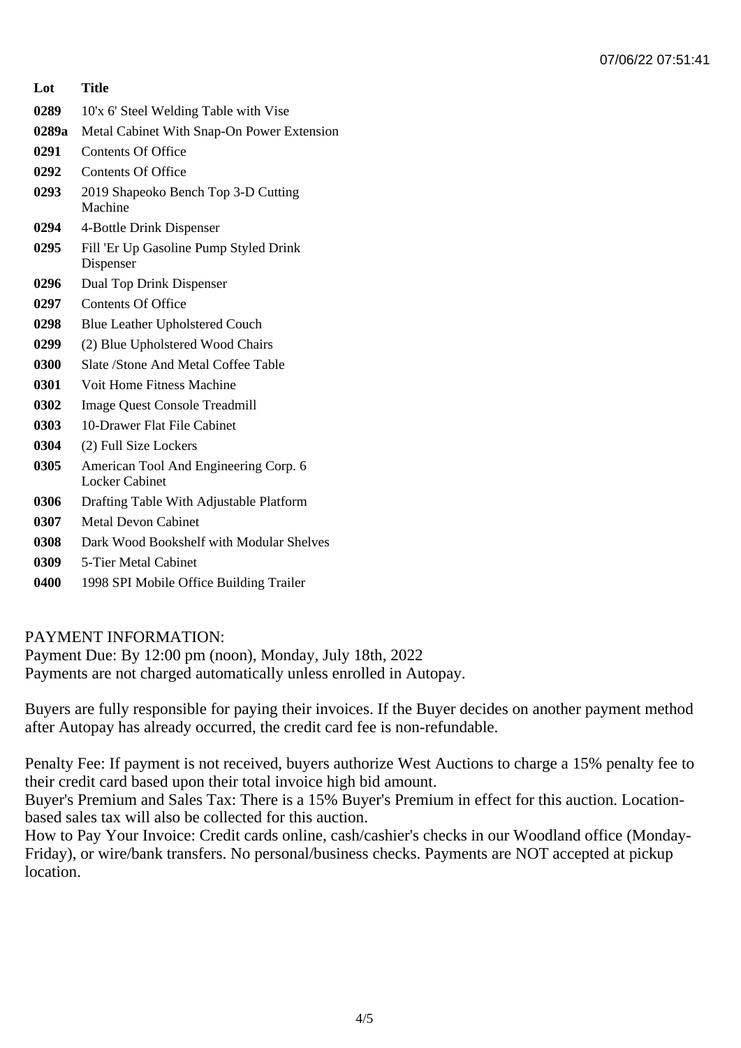| Lot | Title |
| --- | --- |
| 0289 | 10'x 6' Steel Welding Table with Vise |
| 0289a | Metal Cabinet With Snap-On Power Extension |
| 0291 | Contents Of Office |
| 0292 | Contents Of Office |
| 0293 | 2019 Shapeoko Bench Top 3-D Cutting Machine |
| 0294 | 4-Bottle Drink Dispenser |
| 0295 | Fill 'Er Up Gasoline Pump Styled Drink Dispenser |
| 0296 | Dual Top Drink Dispenser |
| 0297 | Contents Of Office |
| 0298 | Blue Leather Upholstered Couch |
| 0299 | (2) Blue Upholstered Wood Chairs |
| 0300 | Slate /Stone And Metal Coffee Table |
| 0301 | Voit Home Fitness Machine |
| 0302 | Image Quest Console Treadmill |
| 0303 | 10-Drawer Flat File Cabinet |
| 0304 | (2) Full Size Lockers |
| 0305 | American Tool And Engineering Corp. 6 Locker Cabinet |
| 0306 | Drafting Table With Adjustable Platform |
| 0307 | Metal Devon Cabinet |
| 0308 | Dark Wood Bookshelf with Modular Shelves |
| 0309 | 5-Tier Metal Cabinet |
| 0400 | 1998 SPI Mobile Office Building Trailer |

PAYMENT INFORMATION:
Payment Due: By 12:00 pm (noon), Monday, July 18th, 2022
Payments are not charged automatically unless enrolled in Autopay.

Buyers are fully responsible for paying their invoices. If the Buyer decides on another payment method after Autopay has already occurred, the credit card fee is non-refundable.

Penalty Fee: If payment is not received, buyers authorize West Auctions to charge a 15% penalty fee to their credit card based upon their total invoice high bid amount.
Buyer's Premium and Sales Tax: There is a 15% Buyer's Premium in effect for this auction. Location-based sales tax will also be collected for this auction.
How to Pay Your Invoice: Credit cards online, cash/cashier's checks in our Woodland office (Monday-Friday), or wire/bank transfers. No personal/business checks. Payments are NOT accepted at pickup location.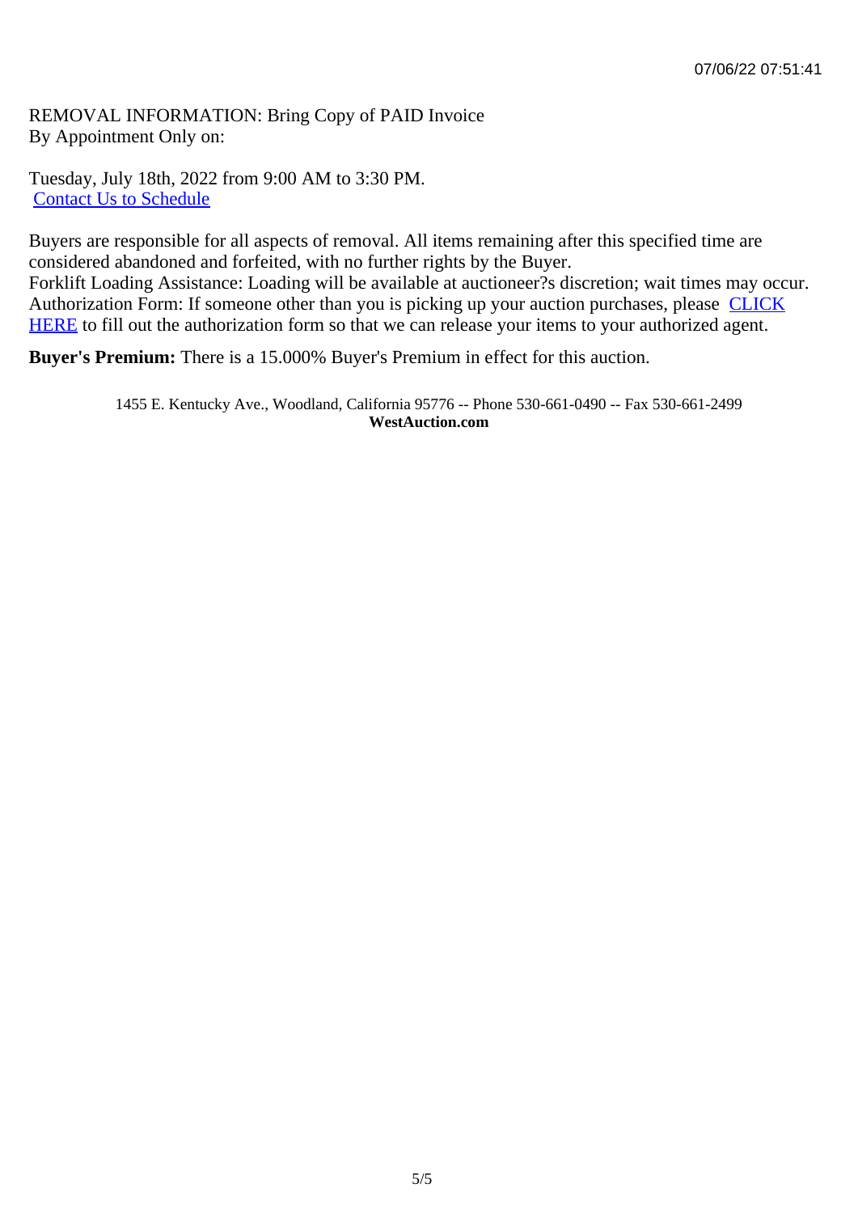REMOVAL INFORMATION: Bring Copy of PAID Invoice
By Appointment Only on:

Tuesday, July 18th, 2022 from 9:00 AM to 3:30 PM.
Contact Us to Schedule

Buyers are responsible for all aspects of removal. All items remaining after this specified time are considered abandoned and forfeited, with no further rights by the Buyer.
Forklift Loading Assistance: Loading will be available at auctioneer?s discretion; wait times may occur.
Authorization Form: If someone other than you is picking up your auction purchases, please CLICK HERE to fill out the authorization form so that we can release your items to your authorized agent.

**Buyer's Premium:** There is a 15.000% Buyer's Premium in effect for this auction.

1455 E. Kentucky Ave., Woodland, California 95776 -- Phone 530-661-0490 -- Fax 530-661-2499
**WestAuction.com**